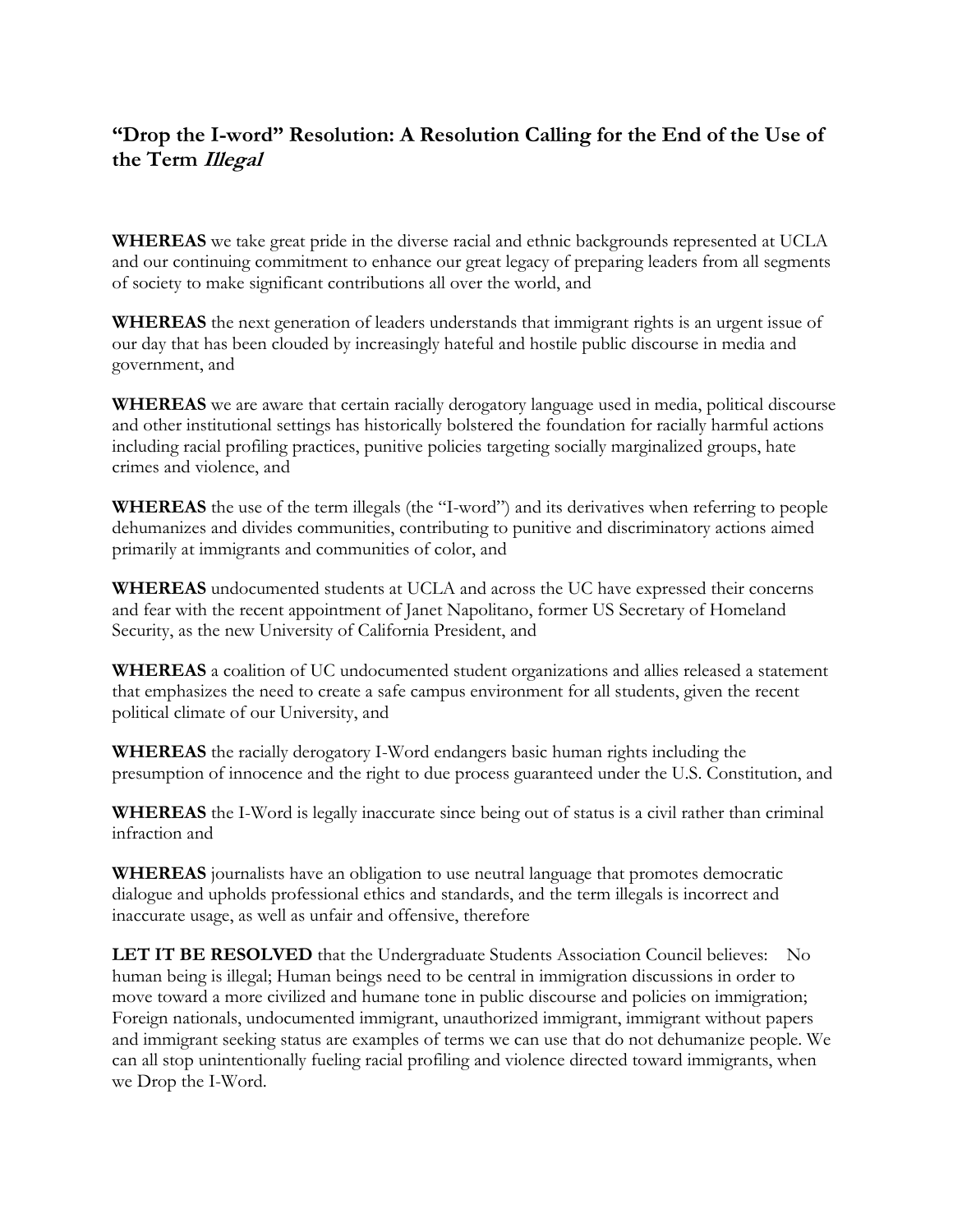## "Drop the I-word" Resolution: A Resolution Calling for the End of the Use of the Term *Illegal*

**WHEREAS** we take great pride in the diverse racial and ethnic backgrounds represented at UCLA and our continuing commitment to enhance our great legacy of preparing leaders from all segments of society to make significant contributions all over the world, and

**WHEREAS** the next generation of leaders understands that immigrant rights is an urgent issue of our day that has been clouded by increasingly hateful and hostile public discourse in media and government, and

**WHEREAS** we are aware that certain racially derogatory language used in media, political discourse and other institutional settings has historically bolstered the foundation for racially harmful actions including racial profiling practices, punitive policies targeting socially marginalized groups, hate crimes and violence, and

**WHEREAS** the use of the term illegals (the "I-word") and its derivatives when referring to people dehumanizes and divides communities, contributing to punitive and discriminatory actions aimed primarily at immigrants and communities of color, and

**WHEREAS** undocumented students at UCLA and across the UC have expressed their concerns and fear with the recent appointment of Janet Napolitano, former US Secretary of Homeland Security, as the new University of California President, and

**WHEREAS** a coalition of UC undocumented student organizations and allies released a statement that emphasizes the need to create a safe campus environment for all students, given the recent political climate of our University, and

**WHEREAS** the racially derogatory I-Word endangers basic human rights including the presumption of innocence and the right to due process guaranteed under the U.S. Constitution, and

**WHEREAS** the I-Word is legally inaccurate since being out of status is a civil rather than criminal infraction and

**WHEREAS** journalists have an obligation to use neutral language that promotes democratic dialogue and upholds professional ethics and standards, and the term illegals is incorrect and inaccurate usage, as well as unfair and offensive, therefore

**LET IT BE RESOLVED** that the Undergraduate Students Association Council believes: No human being is illegal; Human beings need to be central in immigration discussions in order to move toward a more civilized and humane tone in public discourse and policies on immigration; Foreign nationals, undocumented immigrant, unauthorized immigrant, immigrant without papers and immigrant seeking status are examples of terms we can use that do not dehumanize people. We can all stop unintentionally fueling racial profiling and violence directed toward immigrants, when we Drop the I-Word.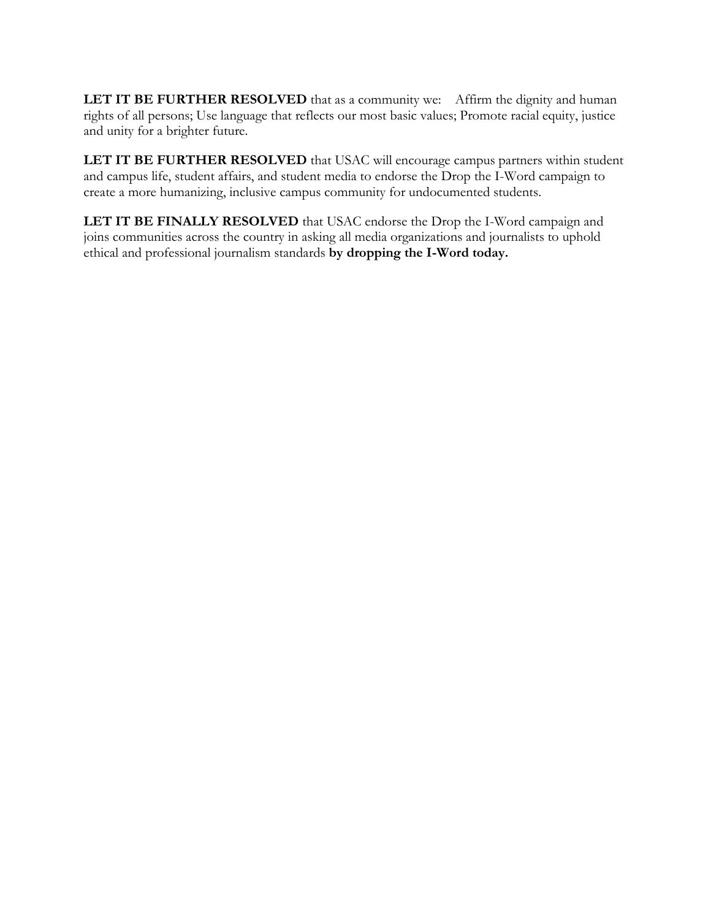**LET IT BE FURTHER RESOLVED** that as a community we: Affirm the dignity and human rights of all persons; Use language that reflects our most basic values; Promote racial equity, justice and unity for a brighter future.

**LET IT BE FURTHER RESOLVED** that USAC will encourage campus partners within student and campus life, student affairs, and student media to endorse the Drop the I-Word campaign to create a more humanizing, inclusive campus community for undocumented students.

**LET IT BE FINALLY RESOLVED** that USAC endorse the Drop the I-Word campaign and joins communities across the country in asking all media organizations and journalists to uphold ethical and professional journalism standards **by dropping the I-Word today.**